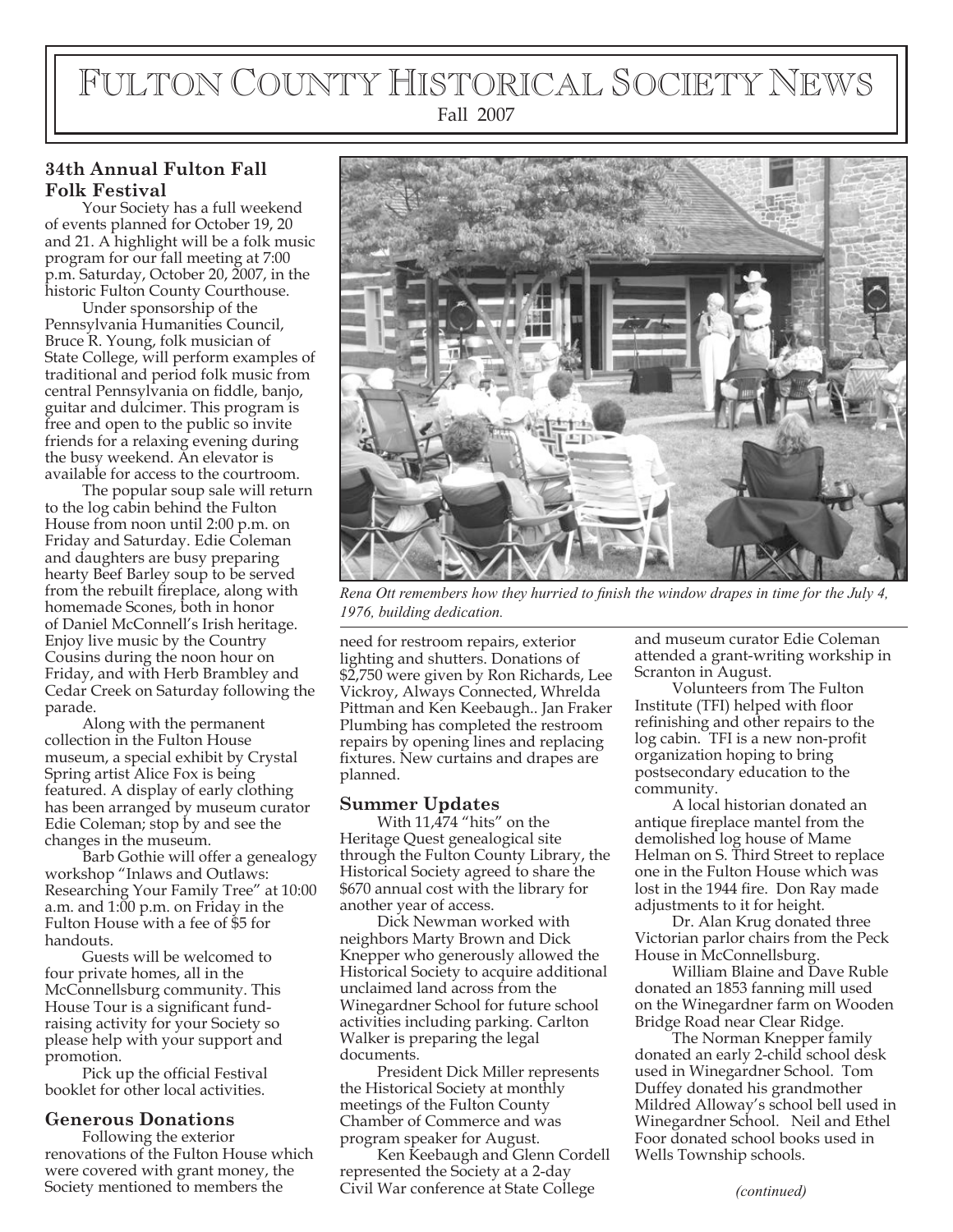# Fulton County Historical Society News

Fall 2007

### 34th Annual Fulton Fall Folk Festival

Your Society has a full weekend of events planned for October 19, 20 and 21. A highlight will be a folk music program for our fall meeting at 7:00 p.m. Saturday, October 20, 2007, in the historic Fulton County Courthouse.

Under sponsorship of the Pennsylvania Humanities Council, Bruce R. Young, folk musician of State College, will perform examples of traditional and period folk music from central Pennsylvania on fiddle, banjo, guitar and dulcimer. This program is free and open to the public so invite friends for a relaxing evening during the busy weekend. An elevator is available for access to the courtroom.

The popular soup sale will return to the log cabin behind the Fulton House from noon until 2:00 p.m. on Friday and Saturday. Edie Coleman and daughters are busy preparing hearty Beef Barley soup to be served from the rebuilt fireplace, along with homemade Scones, both in honor of Daniel McConnell's Irish heritage. Enjoy live music by the Country Cousins during the noon hour on Friday, and with Herb Brambley and Cedar Creek on Saturday following the parade.

Along with the permanent collection in the Fulton House museum, a special exhibit by Crystal Spring artist Alice Fox is being featured. A display of early clothing has been arranged by museum curator Edie Coleman; stop by and see the changes in the museum.

Barb Gothie will offer a genealogy workshop "Inlaws and Outlaws: Researching Your Family Tree" at 10:00 a.m. and 1:00 p.m. on Friday in the Fulton House with a fee of $5 for handouts.

Guests will be welcomed to four private homes, all in the McConnellsburg community. This House Tour is a significant fund-raising activity for your Society so please help with your support and promotion.

Pick up the official Festival booklet for other local activities.

### Generous Donations

Following the exterior renovations of the Fulton House which were covered with grant money, the Society mentioned to members the need for restroom repairs, exterior lighting and shutters. Donations of $2,750 were given by Ron Richards, Lee Vickroy, Always Connected, Whrelda Pittman and Ken Keebaugh.. Jan Fraker Plumbing has completed the restroom repairs by opening lines and replacing fixtures. New curtains and drapes are planned.

*Rena Ott remembers how they hurried to finish the window drapes in time for the July 4, 1976, building dedication.*

### Summer Updates

With 11,474 "hits" on the Heritage Quest genealogical site through the Fulton County Library, the Historical Society agreed to share the $670 annual cost with the library for another year of access.

Dick Newman worked with neighbors Marty Brown and Dick Knepper who generously allowed the Historical Society to acquire additional unclaimed land across from the Winegardner School for future school activities including parking. Carlton Walker is preparing the legal documents.

President Dick Miller represents the Historical Society at monthly meetings of the Fulton County Chamber of Commerce and was program speaker for August.

Ken Keebaugh and Glenn Cordell represented the Society at a 2-day Civil War conference at State College and museum curator Edie Coleman attended a grant-writing workshop in Scranton in August.

Volunteers from The Fulton Institute (TFI) helped with floor refinishing and other repairs to the log cabin. TFI is a new non-profit organization hoping to bring postsecondary education to the community.

A local historian donated an antique fireplace mantel from the demolished log house of Mame Helman on S. Third Street to replace one in the Fulton House which was lost in the 1944 fire. Don Ray made adjustments to it for height.

Dr. Alan Krug donated three Victorian parlor chairs from the Peck House in McConnellsburg.

William Blaine and Dave Ruble donated an 1853 fanning mill used on the Winegardner farm on Wooden Bridge Road near Clear Ridge.

The Norman Knepper family donated an early 2-child school desk used in Winegardner School. Tom Duffey donated his grandmother Mildred Alloway's school bell used in Winegardner School. Neil and Ethel Foor donated school books used in Wells Township schools.

*(continued)*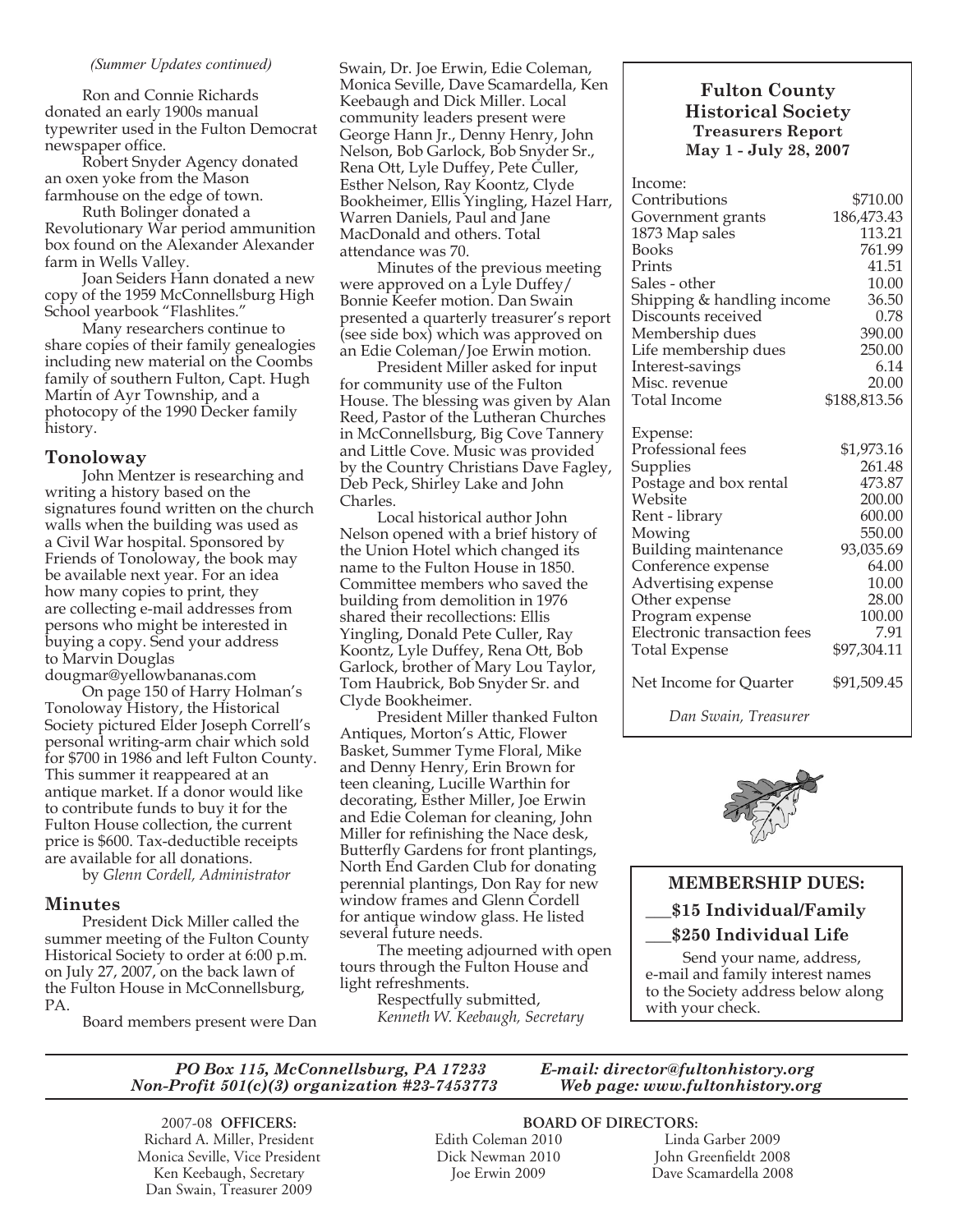*(Summer Updates continued)*

Ron and Connie Richards donated an early 1900s manual typewriter used in the Fulton Democrat newspaper office.

Robert Snyder Agency donated an oxen yoke from the Mason farmhouse on the edge of town.

Ruth Bolinger donated a Revolutionary War period ammunition box found on the Alexander Alexander farm in Wells Valley.

Joan Seiders Hann donated a new copy of the 1959 McConnellsburg High School yearbook "Flashlites."

Many researchers continue to share copies of their family genealogies including new material on the Coombs family of southern Fulton, Capt. Hugh Martin of Ayr Township, and a photocopy of the 1990 Decker family history.

### Tonoloway

John Mentzer is researching and writing a history based on the signatures found written on the church walls when the building was used as a Civil War hospital. Sponsored by Friends of Tonoloway, the book may be available next year. For an idea how many copies to print, they are collecting e-mail addresses from persons who might be interested in buying a copy. Send your address to Marvin Douglas dougmar@yellowbananas.com

On page 150 of Harry Holman's Tonoloway History, the Historical Society pictured Elder Joseph Correll's personal writing-arm chair which sold for $700 in 1986 and left Fulton County. This summer it reappeared at an antique market. If a donor would like to contribute funds to buy it for the Fulton House collection, the current price is $600. Tax-deductible receipts are available for all donations.

by *Glenn Cordell, Administrator*

### Minutes

President Dick Miller called the summer meeting of the Fulton County Historical Society to order at 6:00 p.m. on July 27, 2007, on the back lawn of the Fulton House in McConnellsburg, PA.

Board members present were Dan Swain, Dr. Joe Erwin, Edie Coleman, Monica Seville, Dave Scamardella, Ken Keebaugh and Dick Miller. Local community leaders present were George Hann Jr., Denny Henry, John Nelson, Bob Garlock, Bob Snyder Sr., Rena Ott, Lyle Duffey, Pete Culler, Esther Nelson, Ray Koontz, Clyde Bookheimer, Ellis Yingling, Hazel Harr, Warren Daniels, Paul and Jane MacDonald and others. Total attendance was 70.

Minutes of the previous meeting were approved on a Lyle Duffey/Bonnie Keefer motion. Dan Swain presented a quarterly treasurer's report (see side box) which was approved on an Edie Coleman/Joe Erwin motion.

President Miller asked for input for community use of the Fulton House. The blessing was given by Alan Reed, Pastor of the Lutheran Churches in McConnellsburg, Big Cove Tannery and Little Cove. Music was provided by the Country Christians Dave Fagley, Deb Peck, Shirley Lake and John Charles.

Local historical author John Nelson opened with a brief history of the Union Hotel which changed its name to the Fulton House in 1850. Committee members who saved the building from demolition in 1976 shared their recollections: Ellis Yingling, Donald Pete Culler, Ray Koontz, Lyle Duffey, Rena Ott, Bob Garlock, brother of Mary Lou Taylor, Tom Haubrick, Bob Snyder Sr. and Clyde Bookheimer.

President Miller thanked Fulton Antiques, Morton's Attic, Flower Basket, Summer Tyme Floral, Mike and Denny Henry, Erin Brown for teen cleaning, Lucille Warthin for decorating, Esther Miller, Joe Erwin and Edie Coleman for cleaning, John Miller for refinishing the Nace desk, Butterfly Gardens for front plantings, North End Garden Club for donating perennial plantings, Don Ray for new window frames and Glenn Cordell for antique window glass. He listed several future needs.

The meeting adjourned with open tours through the Fulton House and light refreshments.

Respectfully submitted,
*Kenneth W. Keebaugh, Secretary*

### Fulton County Historical Society
**Treasurers Report**
**May 1 - July 28, 2007**

| | |
|---|---|
| Income: | |
| Contributions | $710.00 |
| Government grants | 186,473.43 |
| 1873 Map sales | 113.21 |
| Books | 761.99 |
| Prints | 41.51 |
| Sales - other | 10.00 |
| Shipping & handling income | 36.50 |
| Discounts received | 0.78 |
| Membership dues | 390.00 |
| Life membership dues | 250.00 |
| Interest-savings | 6.14 |
| Misc. revenue | 20.00 |
| Total Income | $188,813.56 |
| Expense: | |
| Professional fees | $1,973.16 |
| Supplies | 261.48 |
| Postage and box rental | 473.87 |
| Website | 200.00 |
| Rent - library | 600.00 |
| Mowing | 550.00 |
| Building maintenance | 93,035.69 |
| Conference expense | 64.00 |
| Advertising expense | 10.00 |
| Other expense | 28.00 |
| Program expense | 100.00 |
| Electronic transaction fees | 7.91 |
| Total Expense | $97,304.11 |
| Net Income for Quarter | $91,509.45 |

*Dan Swain, Treasurer*

### MEMBERSHIP DUES:

**___$15 Individual/Family**

**___$250 Individual Life**

Send your name, address, e-mail and family interest names to the Society address below along with your check.

*PO Box 115, McConnellsburg, PA 17233*
*Non-Profit 501(c)(3) organization #23-7453773*
*E-mail: director@fultonhistory.org*
*Web page: www.fultonhistory.org*

2007-08 **OFFICERS:**
Richard A. Miller, President
Monica Seville, Vice President
Ken Keebaugh, Secretary
Dan Swain, Treasurer 2009

**BOARD OF DIRECTORS:**
Edith Coleman 2010
Dick Newman 2010
Joe Erwin 2009
Linda Garber 2009
John Greenfieldt 2008
Dave Scamardella 2008